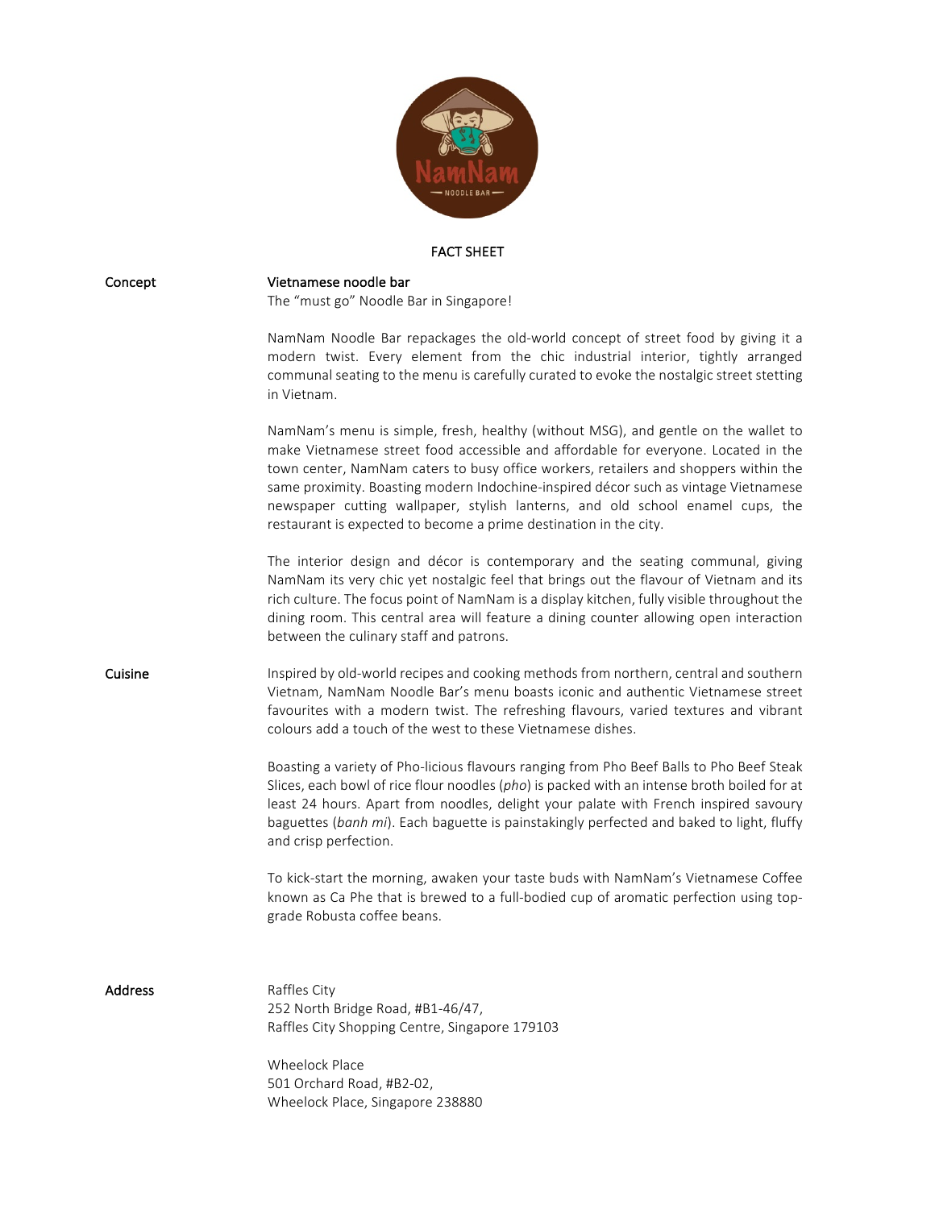# FACT SHEET

**Concept**

**Vietnamese noodle bar**

The "must go" Noodle Bar in Singapore!

NamNam Noodle Bar repackages the old-world concept of street food by giving it a modern twist. Every element from the chic industrial interior, tightly arranged communal seating to the menu is carefully curated to evoke the nostalgic street stetting in Vietnam.

NamNam's menu is simple, fresh, healthy (without MSG), and gentle on the wallet to make Vietnamese street food accessible and affordable for everyone. Located in the town center, NamNam caters to busy office workers, retailers and shoppers within the same proximity. Boasting modern Indochine-inspired décor such as vintage Vietnamese newspaper cutting wallpaper, stylish lanterns, and old school enamel cups, the restaurant is expected to become a prime destination in the city.

The interior design and décor is contemporary and the seating communal, giving NamNam its very chic yet nostalgic feel that brings out the flavour of Vietnam and its rich culture. The focus point of NamNam is a display kitchen, fully visible throughout the dining room. This central area will feature a dining counter allowing open interaction between the culinary staff and patrons.

**Cuisine**

Inspired by old-world recipes and cooking methods from northern, central and southern Vietnam, NamNam Noodle Bar's menu boasts iconic and authentic Vietnamese street favourites with a modern twist. The refreshing flavours, varied textures and vibrant colours add a touch of the west to these Vietnamese dishes.

Boasting a variety of Pho-licious flavours ranging from Pho Beef Balls to Pho Beef Steak Slices, each bowl of rice flour noodles (*pho*) is packed with an intense broth boiled for at least 24 hours. Apart from noodles, delight your palate with French inspired savoury baguettes (*banh mi*). Each baguette is painstakingly perfected and baked to light, fluffy and crisp perfection.

To kick-start the morning, awaken your taste buds with NamNam's Vietnamese Coffee known as Ca Phe that is brewed to a full-bodied cup of aromatic perfection using top-grade Robusta coffee beans.

**Address**

Raffles City
252 North Bridge Road, #B1-46/47,
Raffles City Shopping Centre, Singapore 179103

Wheelock Place
501 Orchard Road, #B2-02,
Wheelock Place, Singapore 238880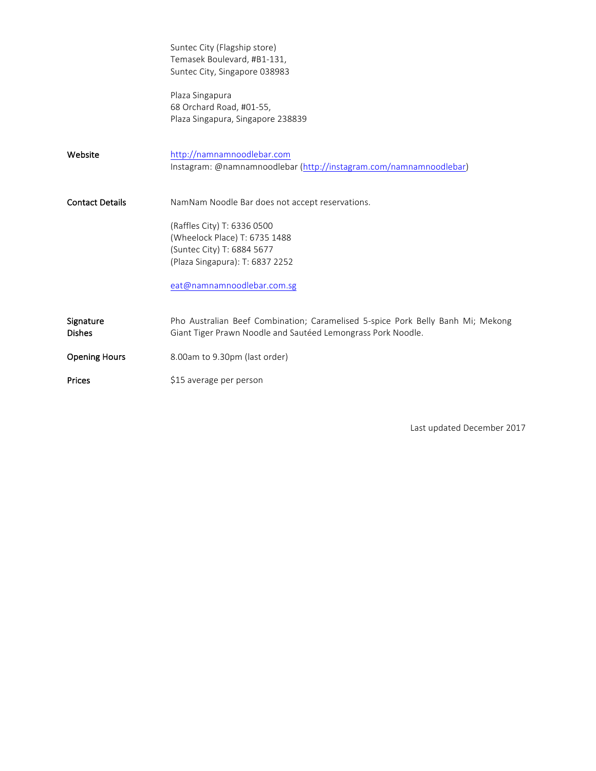| | |
|---|---|
| | Suntec City (Flagship store)<br>Temasek Boulevard, #B1-131,<br>Suntec City, Singapore 038983<br><br>Plaza Singapura<br>68 Orchard Road, #01-55,<br>Plaza Singapura, Singapore 238839 |
| **Website** | http://namnamnoodlebar.com<br>Instagram: @namnamnoodlebar (http://instagram.com/namnamnoodlebar) |
| **Contact Details** | NamNam Noodle Bar does not accept reservations.<br><br>(Raffles City) T: 6336 0500<br>(Wheelock Place) T: 6735 1488<br>(Suntec City) T: 6884 5677<br>(Plaza Singapura): T: 6837 2252<br><br>eat@namnamnoodlebar.com.sg |
| **Signature Dishes** | Pho Australian Beef Combination; Caramelised 5-spice Pork Belly Banh Mi; Mekong Giant Tiger Prawn Noodle and Sautéed Lemongrass Pork Noodle. |
| **Opening Hours** | 8.00am to 9.30pm (last order) |
| **Prices** | $15 average per person |

Last updated December 2017